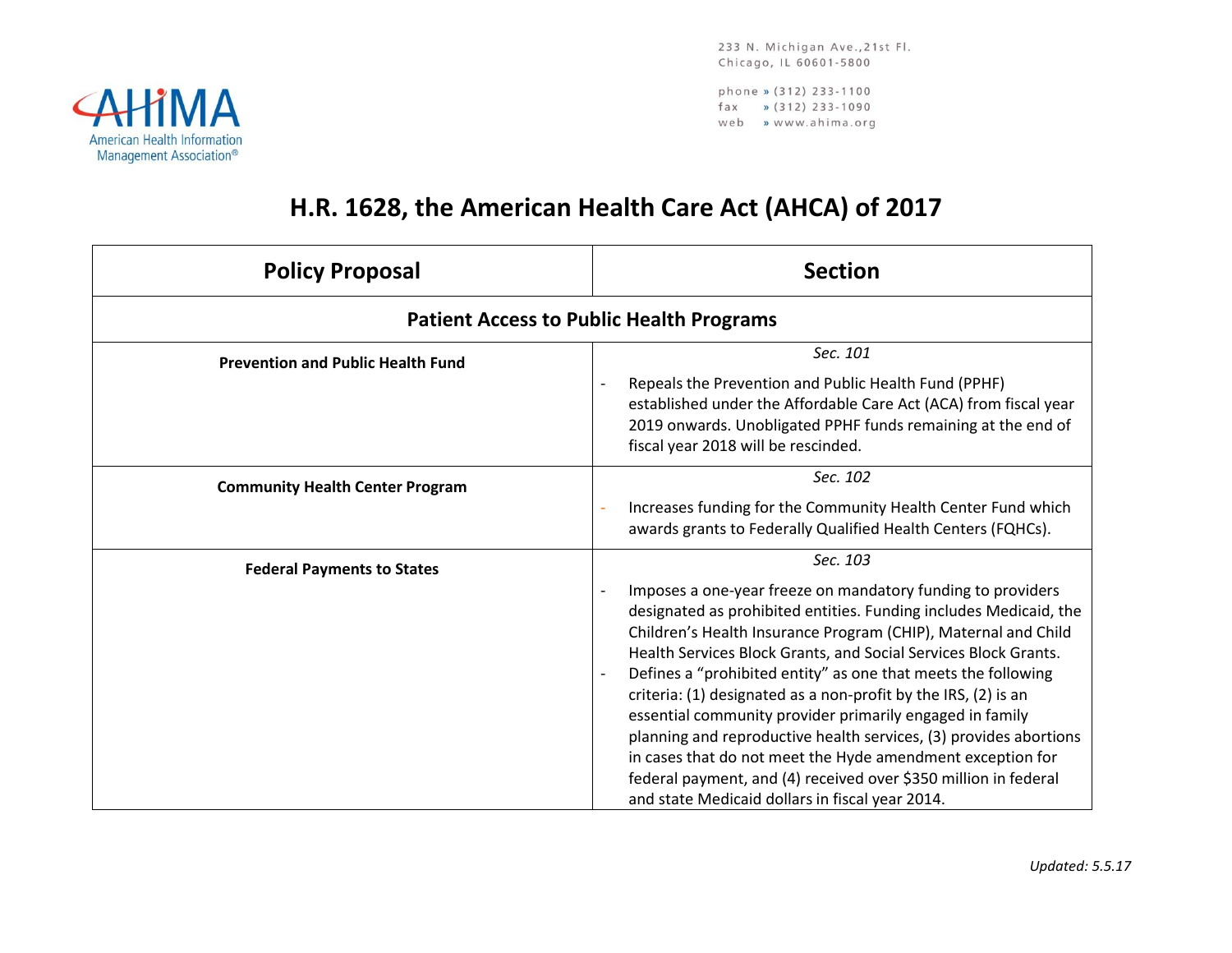AHIMA
American Health Information Management Association®

233 N. Michigan Ave.,21st Fl.
Chicago, IL 60601-5800

phone » (312) 233-1100
fax » (312) 233-1090
web » www.ahima.org

# H.R. 1628, the American Health Care Act (AHCA) of 2017

| Policy Proposal | Section |
|---|---|
| **Patient Access to Public Health Programs** | |
| **Prevention and Public Health Fund** | *Sec. 101*<br>- Repeals the Prevention and Public Health Fund (PPHF) established under the Affordable Care Act (ACA) from fiscal year 2019 onwards. Unobligated PPHF funds remaining at the end of fiscal year 2018 will be rescinded. |
| **Community Health Center Program** | *Sec. 102*<br>- Increases funding for the Community Health Center Fund which awards grants to Federally Qualified Health Centers (FQHCs). |
| **Federal Payments to States** | *Sec. 103*<br>- Imposes a one-year freeze on mandatory funding to providers designated as prohibited entities. Funding includes Medicaid, the Children's Health Insurance Program (CHIP), Maternal and Child Health Services Block Grants, and Social Services Block Grants.<br>- Defines a "prohibited entity" as one that meets the following criteria: (1) designated as a non-profit by the IRS, (2) is an essential community provider primarily engaged in family planning and reproductive health services, (3) provides abortions in cases that do not meet the Hyde amendment exception for federal payment, and (4) received over $350 million in federal and state Medicaid dollars in fiscal year 2014. |

*Updated: 5.5.17*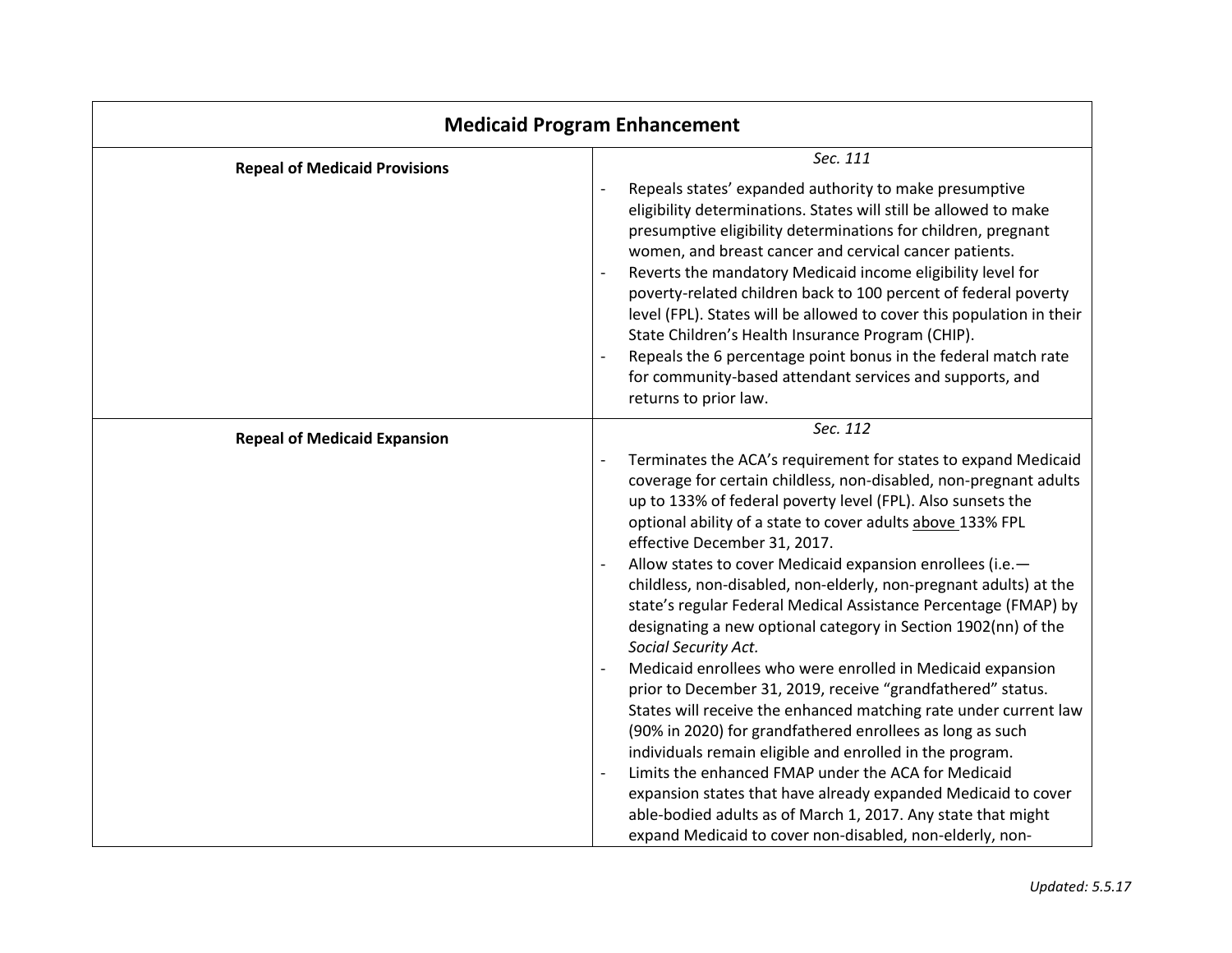| Medicaid Program Enhancement | |
|---|---|
| **Repeal of Medicaid Provisions** | *Sec. 111*<br>- Repeals states' expanded authority to make presumptive eligibility determinations. States will still be allowed to make presumptive eligibility determinations for children, pregnant women, and breast cancer and cervical cancer patients.<br>- Reverts the mandatory Medicaid income eligibility level for poverty-related children back to 100 percent of federal poverty level (FPL). States will be allowed to cover this population in their State Children's Health Insurance Program (CHIP).<br>- Repeals the 6 percentage point bonus in the federal match rate for community-based attendant services and supports, and returns to prior law. |
| **Repeal of Medicaid Expansion** | *Sec. 112*<br>- Terminates the ACA's requirement for states to expand Medicaid coverage for certain childless, non-disabled, non-pregnant adults up to 133% of federal poverty level (FPL). Also sunsets the optional ability of a state to cover adults <u>above</u> 133% FPL effective December 31, 2017.<br>- Allow states to cover Medicaid expansion enrollees (i.e.—childless, non-disabled, non-elderly, non-pregnant adults) at the state's regular Federal Medical Assistance Percentage (FMAP) by designating a new optional category in Section 1902(nn) of the *Social Security Act*.<br>- Medicaid enrollees who were enrolled in Medicaid expansion prior to December 31, 2019, receive "grandfathered" status. States will receive the enhanced matching rate under current law (90% in 2020) for grandfathered enrollees as long as such individuals remain eligible and enrolled in the program.<br>- Limits the enhanced FMAP under the ACA for Medicaid expansion states that have already expanded Medicaid to cover able-bodied adults as of March 1, 2017. Any state that might expand Medicaid to cover non-disabled, non-elderly, non- |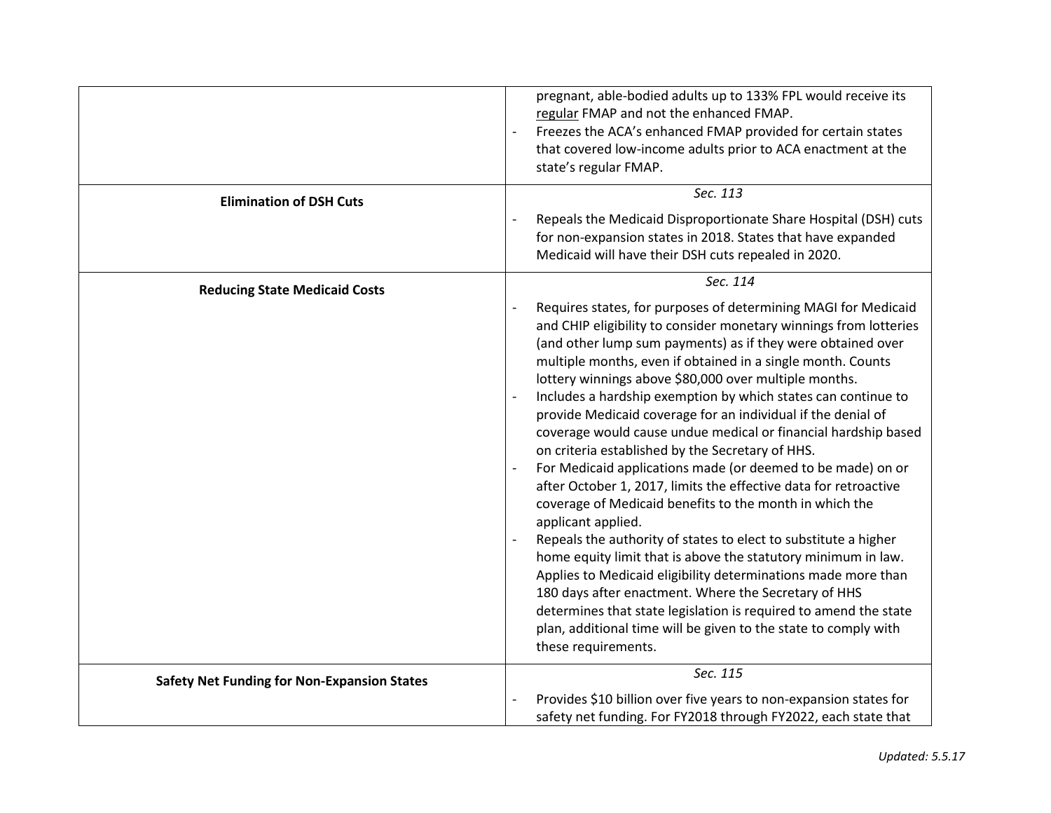| | |
|---|---|
| | pregnant, able-bodied adults up to 133% FPL would receive its regular FMAP and not the enhanced FMAP.<br>- Freezes the ACA's enhanced FMAP provided for certain states that covered low-income adults prior to ACA enactment at the state's regular FMAP. |
| **Elimination of DSH Cuts** | *Sec. 113*<br>- Repeals the Medicaid Disproportionate Share Hospital (DSH) cuts for non-expansion states in 2018. States that have expanded Medicaid will have their DSH cuts repealed in 2020. |
| **Reducing State Medicaid Costs** | *Sec. 114*<br>- Requires states, for purposes of determining MAGI for Medicaid and CHIP eligibility to consider monetary winnings from lotteries (and other lump sum payments) as if they were obtained over multiple months, even if obtained in a single month. Counts lottery winnings above $80,000 over multiple months.<br>- Includes a hardship exemption by which states can continue to provide Medicaid coverage for an individual if the denial of coverage would cause undue medical or financial hardship based on criteria established by the Secretary of HHS.<br>- For Medicaid applications made (or deemed to be made) on or after October 1, 2017, limits the effective data for retroactive coverage of Medicaid benefits to the month in which the applicant applied.<br>- Repeals the authority of states to elect to substitute a higher home equity limit that is above the statutory minimum in law. Applies to Medicaid eligibility determinations made more than 180 days after enactment. Where the Secretary of HHS determines that state legislation is required to amend the state plan, additional time will be given to the state to comply with these requirements. |
| **Safety Net Funding for Non-Expansion States** | *Sec. 115*<br>- Provides $10 billion over five years to non-expansion states for safety net funding. For FY2018 through FY2022, each state that |

*Updated: 5.5.17*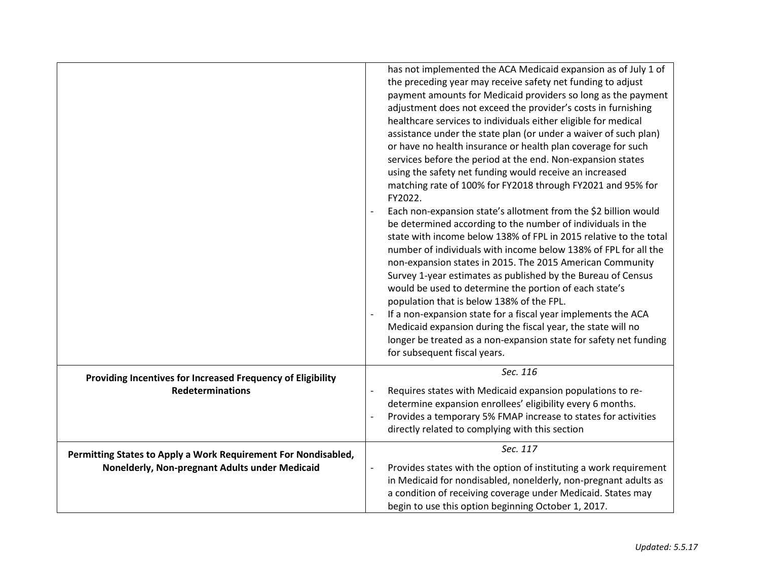| | |
|---|---|
| | has not implemented the ACA Medicaid expansion as of July 1 of the preceding year may receive safety net funding to adjust payment amounts for Medicaid providers so long as the payment adjustment does not exceed the provider's costs in furnishing healthcare services to individuals either eligible for medical assistance under the state plan (or under a waiver of such plan) or have no health insurance or health plan coverage for such services before the period at the end. Non-expansion states using the safety net funding would receive an increased matching rate of 100% for FY2018 through FY2021 and 95% for FY2022.<br>- Each non-expansion state's allotment from the $2 billion would be determined according to the number of individuals in the state with income below 138% of FPL in 2015 relative to the total number of individuals with income below 138% of FPL for all the non-expansion states in 2015. The 2015 American Community Survey 1-year estimates as published by the Bureau of Census would be used to determine the portion of each state's population that is below 138% of the FPL.<br>- If a non-expansion state for a fiscal year implements the ACA Medicaid expansion during the fiscal year, the state will no longer be treated as a non-expansion state for safety net funding for subsequent fiscal years. |
| **Providing Incentives for Increased Frequency of Eligibility Redeterminations** | *Sec. 116*<br>- Requires states with Medicaid expansion populations to re-determine expansion enrollees' eligibility every 6 months.<br>- Provides a temporary 5% FMAP increase to states for activities directly related to complying with this section |
| **Permitting States to Apply a Work Requirement For Nondisabled, Nonelderly, Non-pregnant Adults under Medicaid** | *Sec. 117*<br>- Provides states with the option of instituting a work requirement in Medicaid for nondisabled, nonelderly, non-pregnant adults as a condition of receiving coverage under Medicaid. States may begin to use this option beginning October 1, 2017. |

*Updated: 5.5.17*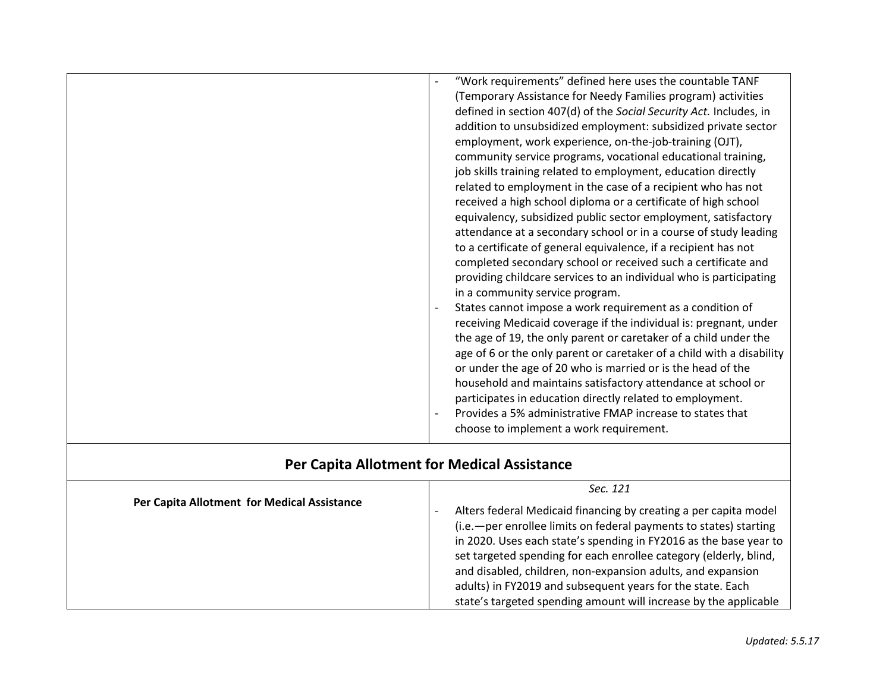| | |
|---|---|
| | - "Work requirements" defined here uses the countable TANF (Temporary Assistance for Needy Families program) activities defined in section 407(d) of the *Social Security Act.* Includes, in addition to unsubsidized employment: subsidized private sector employment, work experience, on-the-job-training (OJT), community service programs, vocational educational training, job skills training related to employment, education directly related to employment in the case of a recipient who has not received a high school diploma or a certificate of high school equivalency, subsidized public sector employment, satisfactory attendance at a secondary school or in a course of study leading to a certificate of general equivalence, if a recipient has not completed secondary school or received such a certificate and providing childcare services to an individual who is participating in a community service program. <br> - States cannot impose a work requirement as a condition of receiving Medicaid coverage if the individual is: pregnant, under the age of 19, the only parent or caretaker of a child under the age of 6 or the only parent or caretaker of a child with a disability or under the age of 20 who is married or is the head of the household and maintains satisfactory attendance at school or participates in education directly related to employment. <br> - Provides a 5% administrative FMAP increase to states that choose to implement a work requirement. |
| **Per Capita Allotment for Medical Assistance** | |
| **Per Capita Allotment for Medical Assistance** | *Sec. 121* <br> - Alters federal Medicaid financing by creating a per capita model (i.e.—per enrollee limits on federal payments to states) starting in 2020. Uses each state's spending in FY2016 as the base year to set targeted spending for each enrollee category (elderly, blind, and disabled, children, non-expansion adults, and expansion adults) in FY2019 and subsequent years for the state. Each state's targeted spending amount will increase by the applicable |

*Updated: 5.5.17*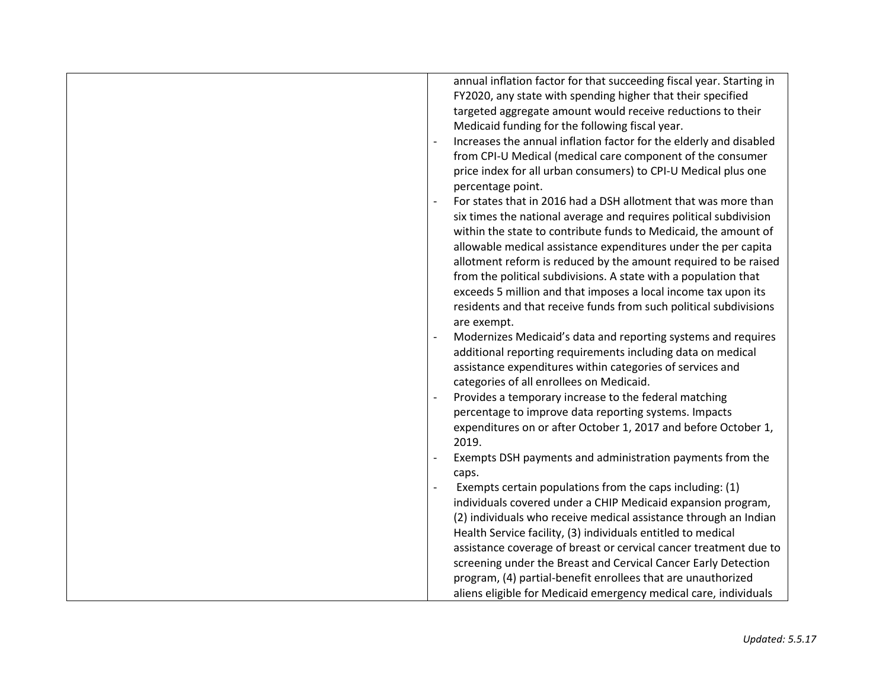| | |
|---|---|
| | annual inflation factor for that succeeding fiscal year. Starting in FY2020, any state with spending higher that their specified targeted aggregate amount would receive reductions to their Medicaid funding for the following fiscal year.<br>- Increases the annual inflation factor for the elderly and disabled from CPI-U Medical (medical care component of the consumer price index for all urban consumers) to CPI-U Medical plus one percentage point.<br>- For states that in 2016 had a DSH allotment that was more than six times the national average and requires political subdivision within the state to contribute funds to Medicaid, the amount of allowable medical assistance expenditures under the per capita allotment reform is reduced by the amount required to be raised from the political subdivisions. A state with a population that exceeds 5 million and that imposes a local income tax upon its residents and that receive funds from such political subdivisions are exempt.<br>- Modernizes Medicaid's data and reporting systems and requires additional reporting requirements including data on medical assistance expenditures within categories of services and categories of all enrollees on Medicaid.<br>- Provides a temporary increase to the federal matching percentage to improve data reporting systems. Impacts expenditures on or after October 1, 2017 and before October 1, 2019.<br>- Exempts DSH payments and administration payments from the caps.<br>- Exempts certain populations from the caps including: (1) individuals covered under a CHIP Medicaid expansion program, (2) individuals who receive medical assistance through an Indian Health Service facility, (3) individuals entitled to medical assistance coverage of breast or cervical cancer treatment due to screening under the Breast and Cervical Cancer Early Detection program, (4) partial-benefit enrollees that are unauthorized aliens eligible for Medicaid emergency medical care, individuals |

*Updated: 5.5.17*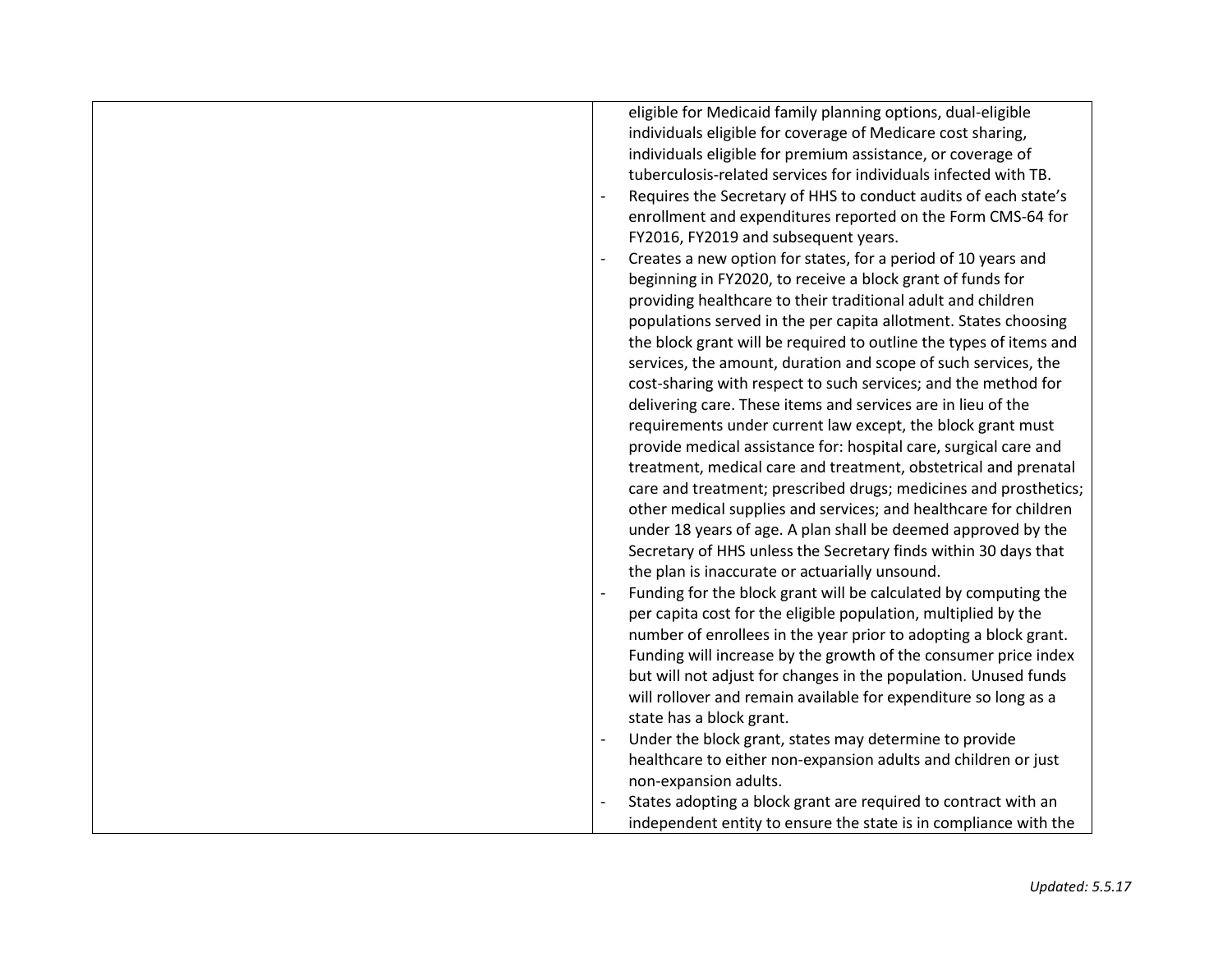| | |
|---|---|
| | eligible for Medicaid family planning options, dual-eligible individuals eligible for coverage of Medicare cost sharing, individuals eligible for premium assistance, or coverage of tuberculosis-related services for individuals infected with TB.<br>- Requires the Secretary of HHS to conduct audits of each state's enrollment and expenditures reported on the Form CMS-64 for FY2016, FY2019 and subsequent years.<br>- Creates a new option for states, for a period of 10 years and beginning in FY2020, to receive a block grant of funds for providing healthcare to their traditional adult and children populations served in the per capita allotment. States choosing the block grant will be required to outline the types of items and services, the amount, duration and scope of such services, the cost-sharing with respect to such services; and the method for delivering care. These items and services are in lieu of the requirements under current law except, the block grant must provide medical assistance for: hospital care, surgical care and treatment, medical care and treatment, obstetrical and prenatal care and treatment; prescribed drugs; medicines and prosthetics; other medical supplies and services; and healthcare for children under 18 years of age. A plan shall be deemed approved by the Secretary of HHS unless the Secretary finds within 30 days that the plan is inaccurate or actuarially unsound.<br>- Funding for the block grant will be calculated by computing the per capita cost for the eligible population, multiplied by the number of enrollees in the year prior to adopting a block grant. Funding will increase by the growth of the consumer price index but will not adjust for changes in the population. Unused funds will rollover and remain available for expenditure so long as a state has a block grant.<br>- Under the block grant, states may determine to provide healthcare to either non-expansion adults and children or just non-expansion adults.<br>- States adopting a block grant are required to contract with an independent entity to ensure the state is in compliance with the |

*Updated: 5.5.17*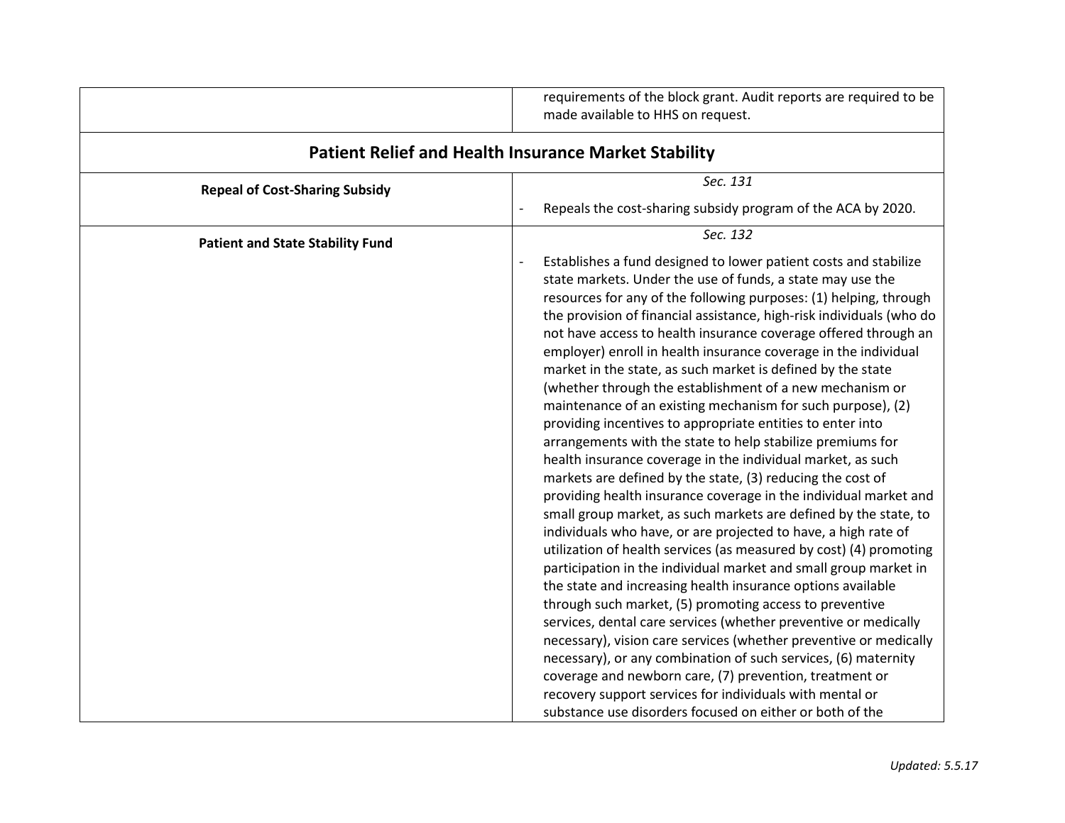| | |
|---|---|
| | requirements of the block grant. Audit reports are required to be made available to HHS on request. |
| **Patient Relief and Health Insurance Market Stability** | |
| **Repeal of Cost-Sharing Subsidy** | *Sec. 131*<br>- Repeals the cost-sharing subsidy program of the ACA by 2020. |
| **Patient and State Stability Fund** | *Sec. 132*<br>- Establishes a fund designed to lower patient costs and stabilize state markets. Under the use of funds, a state may use the resources for any of the following purposes: (1) helping, through the provision of financial assistance, high-risk individuals (who do not have access to health insurance coverage offered through an employer) enroll in health insurance coverage in the individual market in the state, as such market is defined by the state (whether through the establishment of a new mechanism or maintenance of an existing mechanism for such purpose), (2) providing incentives to appropriate entities to enter into arrangements with the state to help stabilize premiums for health insurance coverage in the individual market, as such markets are defined by the state, (3) reducing the cost of providing health insurance coverage in the individual market and small group market, as such markets are defined by the state, to individuals who have, or are projected to have, a high rate of utilization of health services (as measured by cost) (4) promoting participation in the individual market and small group market in the state and increasing health insurance options available through such market, (5) promoting access to preventive services, dental care services (whether preventive or medically necessary), vision care services (whether preventive or medically necessary), or any combination of such services, (6) maternity coverage and newborn care, (7) prevention, treatment or recovery support services for individuals with mental or substance use disorders focused on either or both of the |

*Updated: 5.5.17*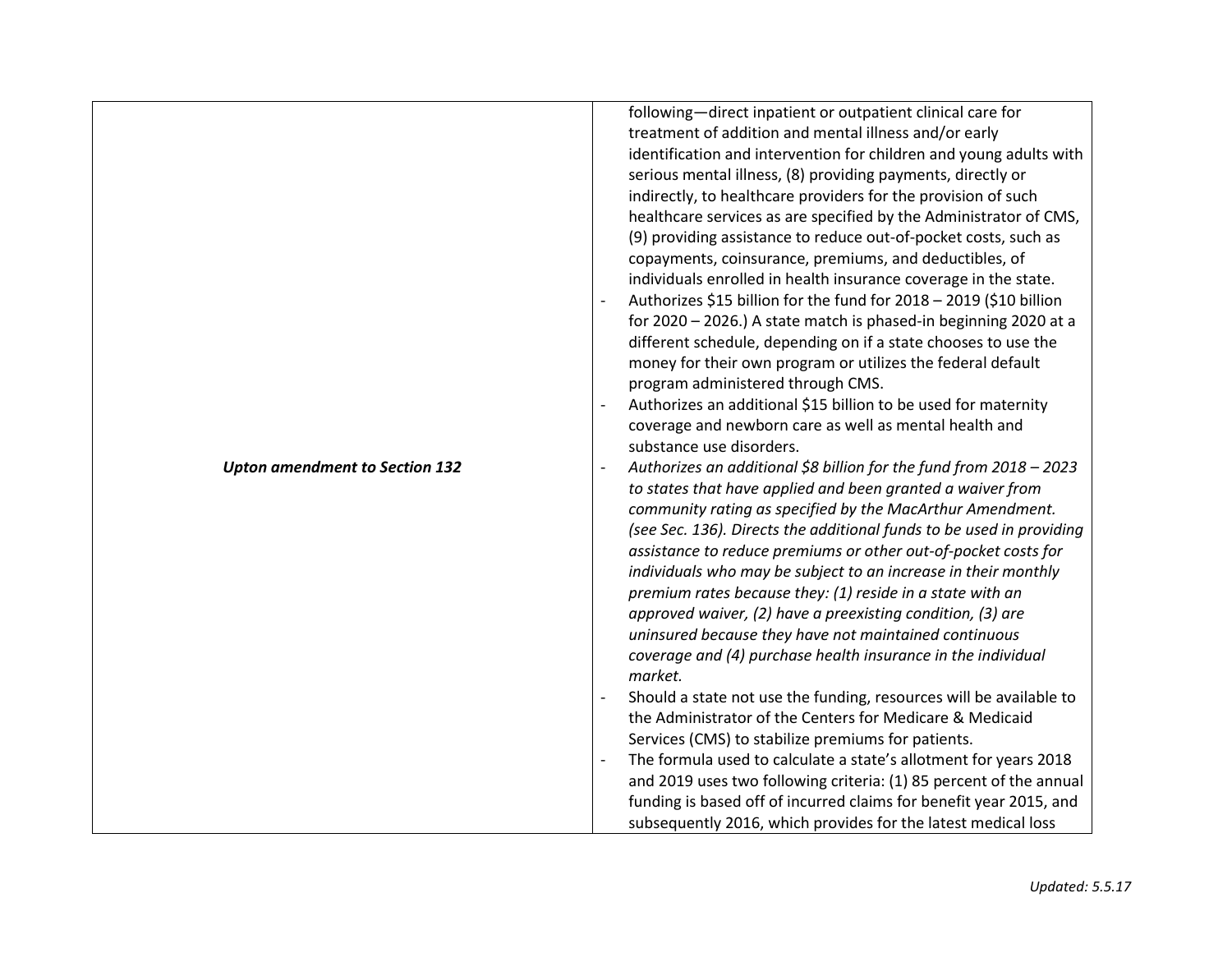| | |
|---|---|
| | following—direct inpatient or outpatient clinical care for treatment of addition and mental illness and/or early identification and intervention for children and young adults with serious mental illness, (8) providing payments, directly or indirectly, to healthcare providers for the provision of such healthcare services as are specified by the Administrator of CMS, (9) providing assistance to reduce out-of-pocket costs, such as copayments, coinsurance, premiums, and deductibles, of individuals enrolled in health insurance coverage in the state.<br>- Authorizes \$15 billion for the fund for 2018 – 2019 (\$10 billion for 2020 – 2026.) A state match is phased-in beginning 2020 at a different schedule, depending on if a state chooses to use the money for their own program or utilizes the federal default program administered through CMS.<br>- Authorizes an additional \$15 billion to be used for maternity coverage and newborn care as well as mental health and substance use disorders. |
| ***Upton amendment to Section 132*** | - *Authorizes an additional \$8 billion for the fund from 2018 – 2023 to states that have applied and been granted a waiver from community rating as specified by the MacArthur Amendment. (see Sec. 136). Directs the additional funds to be used in providing assistance to reduce premiums or other out-of-pocket costs for individuals who may be subject to an increase in their monthly premium rates because they: (1) reside in a state with an approved waiver, (2) have a preexisting condition, (3) are uninsured because they have not maintained continuous coverage and (4) purchase health insurance in the individual market.* |
| | - Should a state not use the funding, resources will be available to the Administrator of the Centers for Medicare & Medicaid Services (CMS) to stabilize premiums for patients.<br>- The formula used to calculate a state's allotment for years 2018 and 2019 uses two following criteria: (1) 85 percent of the annual funding is based off of incurred claims for benefit year 2015, and subsequently 2016, which provides for the latest medical loss |

*Updated: 5.5.17*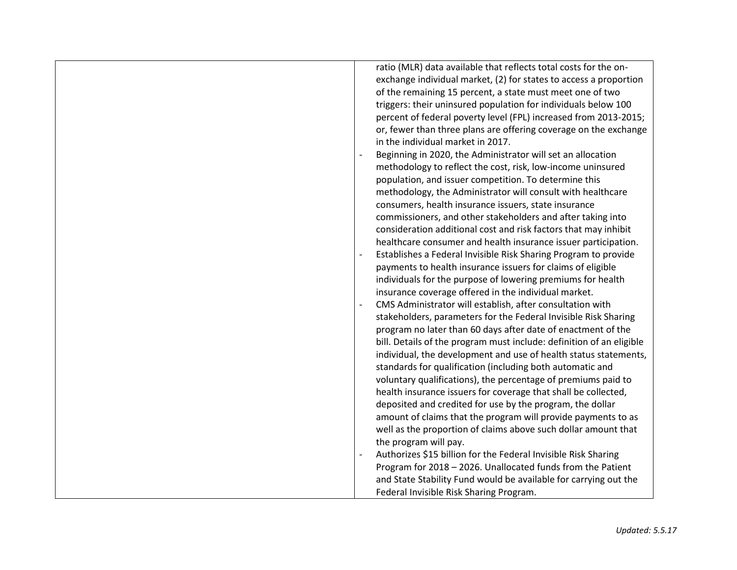| | |
|---|---|
| | ratio (MLR) data available that reflects total costs for the on-exchange individual market, (2) for states to access a proportion of the remaining 15 percent, a state must meet one of two triggers: their uninsured population for individuals below 100 percent of federal poverty level (FPL) increased from 2013-2015; or, fewer than three plans are offering coverage on the exchange in the individual market in 2017.<br>- Beginning in 2020, the Administrator will set an allocation methodology to reflect the cost, risk, low-income uninsured population, and issuer competition. To determine this methodology, the Administrator will consult with healthcare consumers, health insurance issuers, state insurance commissioners, and other stakeholders and after taking into consideration additional cost and risk factors that may inhibit healthcare consumer and health insurance issuer participation.<br>- Establishes a Federal Invisible Risk Sharing Program to provide payments to health insurance issuers for claims of eligible individuals for the purpose of lowering premiums for health insurance coverage offered in the individual market.<br>- CMS Administrator will establish, after consultation with stakeholders, parameters for the Federal Invisible Risk Sharing program no later than 60 days after date of enactment of the bill. Details of the program must include: definition of an eligible individual, the development and use of health status statements, standards for qualification (including both automatic and voluntary qualifications), the percentage of premiums paid to health insurance issuers for coverage that shall be collected, deposited and credited for use by the program, the dollar amount of claims that the program will provide payments to as well as the proportion of claims above such dollar amount that the program will pay.<br>- Authorizes $15 billion for the Federal Invisible Risk Sharing Program for 2018 – 2026. Unallocated funds from the Patient and State Stability Fund would be available for carrying out the Federal Invisible Risk Sharing Program. |

*Updated: 5.5.17*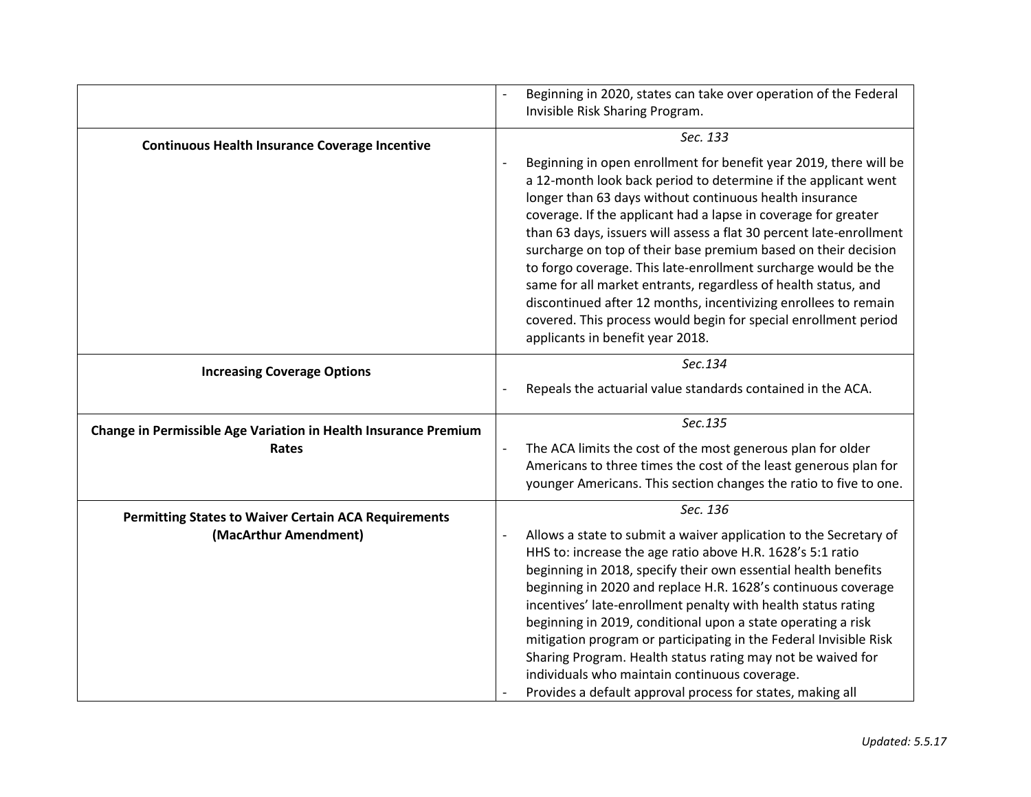| | |
|---|---|
| | - Beginning in 2020, states can take over operation of the Federal Invisible Risk Sharing Program. |
| **Continuous Health Insurance Coverage Incentive** | *Sec. 133*<br>- Beginning in open enrollment for benefit year 2019, there will be a 12-month look back period to determine if the applicant went longer than 63 days without continuous health insurance coverage. If the applicant had a lapse in coverage for greater than 63 days, issuers will assess a flat 30 percent late-enrollment surcharge on top of their base premium based on their decision to forgo coverage. This late-enrollment surcharge would be the same for all market entrants, regardless of health status, and discontinued after 12 months, incentivizing enrollees to remain covered. This process would begin for special enrollment period applicants in benefit year 2018. |
| **Increasing Coverage Options** | *Sec.134*<br>- Repeals the actuarial value standards contained in the ACA. |
| **Change in Permissible Age Variation in Health Insurance Premium Rates** | *Sec.135*<br>- The ACA limits the cost of the most generous plan for older Americans to three times the cost of the least generous plan for younger Americans. This section changes the ratio to five to one. |
| **Permitting States to Waiver Certain ACA Requirements (MacArthur Amendment)** | *Sec. 136*<br>- Allows a state to submit a waiver application to the Secretary of HHS to: increase the age ratio above H.R. 1628's 5:1 ratio beginning in 2018, specify their own essential health benefits beginning in 2020 and replace H.R. 1628's continuous coverage incentives' late-enrollment penalty with health status rating beginning in 2019, conditional upon a state operating a risk mitigation program or participating in the Federal Invisible Risk Sharing Program. Health status rating may not be waived for individuals who maintain continuous coverage.<br>- Provides a default approval process for states, making all |

*Updated: 5.5.17*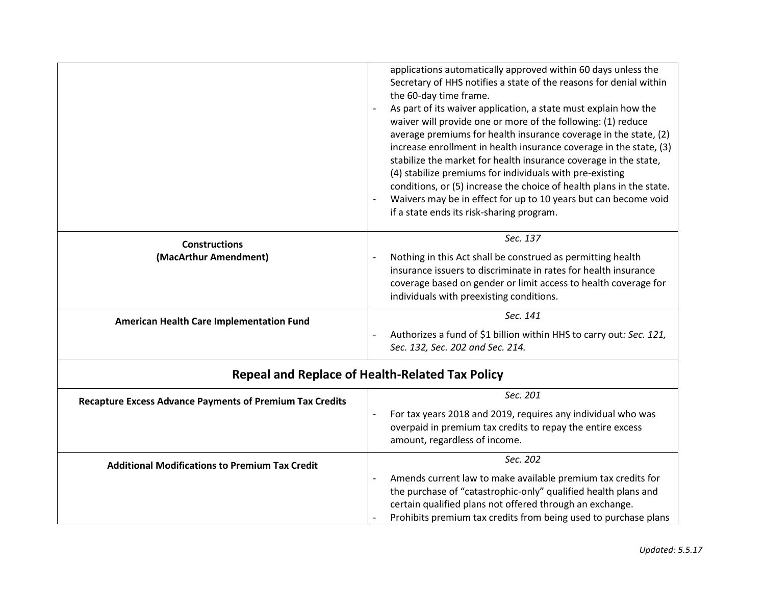| | |
|---|---|
| | - applications automatically approved within 60 days unless the Secretary of HHS notifies a state of the reasons for denial within the 60-day time frame.<br>- As part of its waiver application, a state must explain how the waiver will provide one or more of the following: (1) reduce average premiums for health insurance coverage in the state, (2) increase enrollment in health insurance coverage in the state, (3) stabilize the market for health insurance coverage in the state, (4) stabilize premiums for individuals with pre-existing conditions, or (5) increase the choice of health plans in the state.<br>- Waivers may be in effect for up to 10 years but can become void if a state ends its risk-sharing program. |
| **Constructions (MacArthur Amendment)** | *Sec. 137*<br>- Nothing in this Act shall be construed as permitting health insurance issuers to discriminate in rates for health insurance coverage based on gender or limit access to health coverage for individuals with preexisting conditions. |
| **American Health Care Implementation Fund** | *Sec. 141*<br>- Authorizes a fund of $1 billion within HHS to carry out*: Sec. 121, Sec. 132, Sec. 202 and Sec. 214.* |
| **Repeal and Replace of Health-Related Tax Policy** | |
| **Recapture Excess Advance Payments of Premium Tax Credits** | *Sec. 201*<br>- For tax years 2018 and 2019, requires any individual who was overpaid in premium tax credits to repay the entire excess amount, regardless of income. |
| **Additional Modifications to Premium Tax Credit** | *Sec. 202*<br>- Amends current law to make available premium tax credits for the purchase of "catastrophic-only" qualified health plans and certain qualified plans not offered through an exchange.<br>- Prohibits premium tax credits from being used to purchase plans |

*Updated: 5.5.17*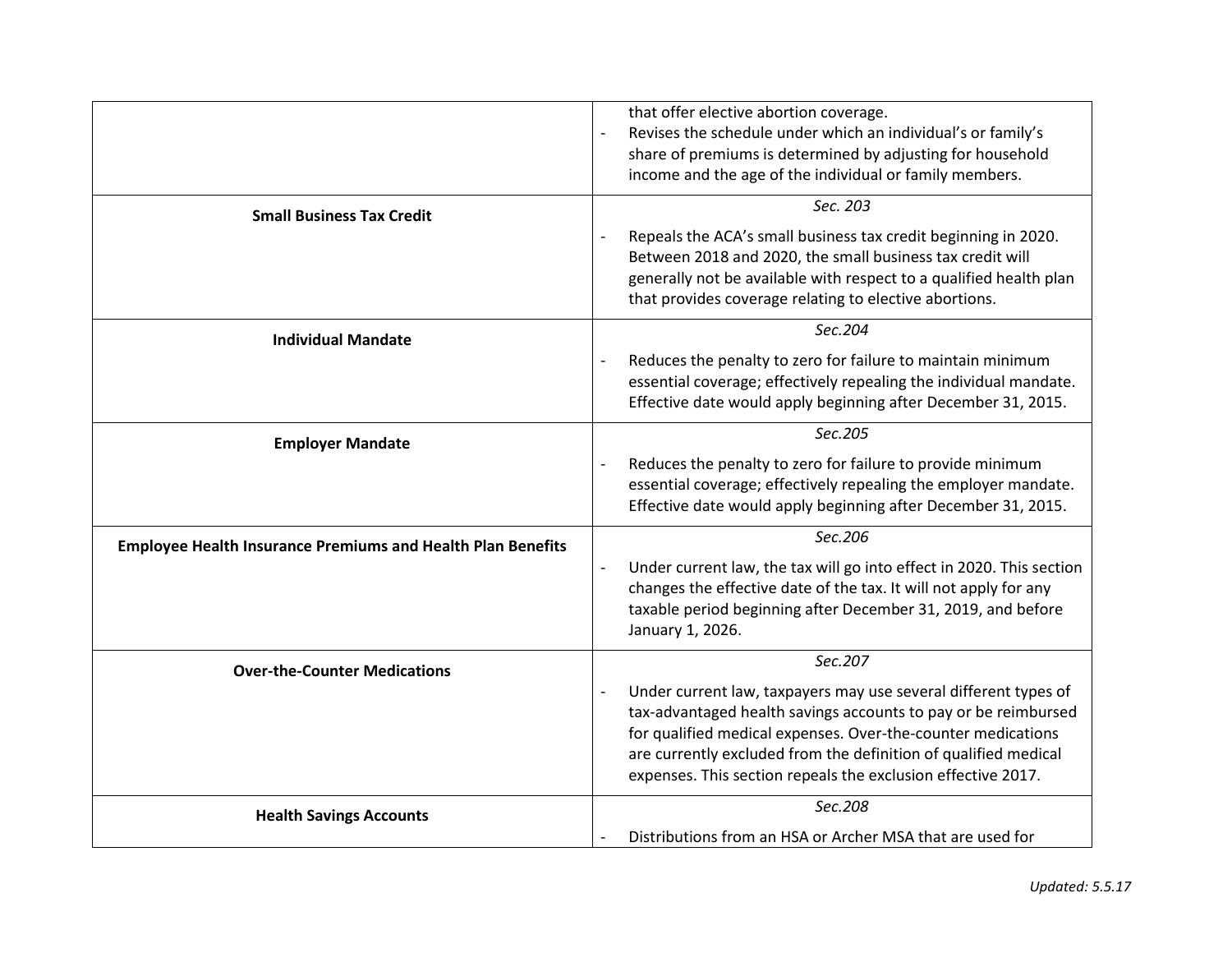| | |
|---|---|
| | that offer elective abortion coverage.<br>- Revises the schedule under which an individual's or family's share of premiums is determined by adjusting for household income and the age of the individual or family members. |
| **Small Business Tax Credit** | *Sec. 203*<br>- Repeals the ACA's small business tax credit beginning in 2020. Between 2018 and 2020, the small business tax credit will generally not be available with respect to a qualified health plan that provides coverage relating to elective abortions. |
| **Individual Mandate** | *Sec.204*<br>- Reduces the penalty to zero for failure to maintain minimum essential coverage; effectively repealing the individual mandate. Effective date would apply beginning after December 31, 2015. |
| **Employer Mandate** | *Sec.205*<br>- Reduces the penalty to zero for failure to provide minimum essential coverage; effectively repealing the employer mandate. Effective date would apply beginning after December 31, 2015. |
| **Employee Health Insurance Premiums and Health Plan Benefits** | *Sec.206*<br>- Under current law, the tax will go into effect in 2020. This section changes the effective date of the tax. It will not apply for any taxable period beginning after December 31, 2019, and before January 1, 2026. |
| **Over-the-Counter Medications** | *Sec.207*<br>- Under current law, taxpayers may use several different types of tax-advantaged health savings accounts to pay or be reimbursed for qualified medical expenses. Over-the-counter medications are currently excluded from the definition of qualified medical expenses. This section repeals the exclusion effective 2017. |
| **Health Savings Accounts** | *Sec.208*<br>- Distributions from an HSA or Archer MSA that are used for |

*Updated: 5.5.17*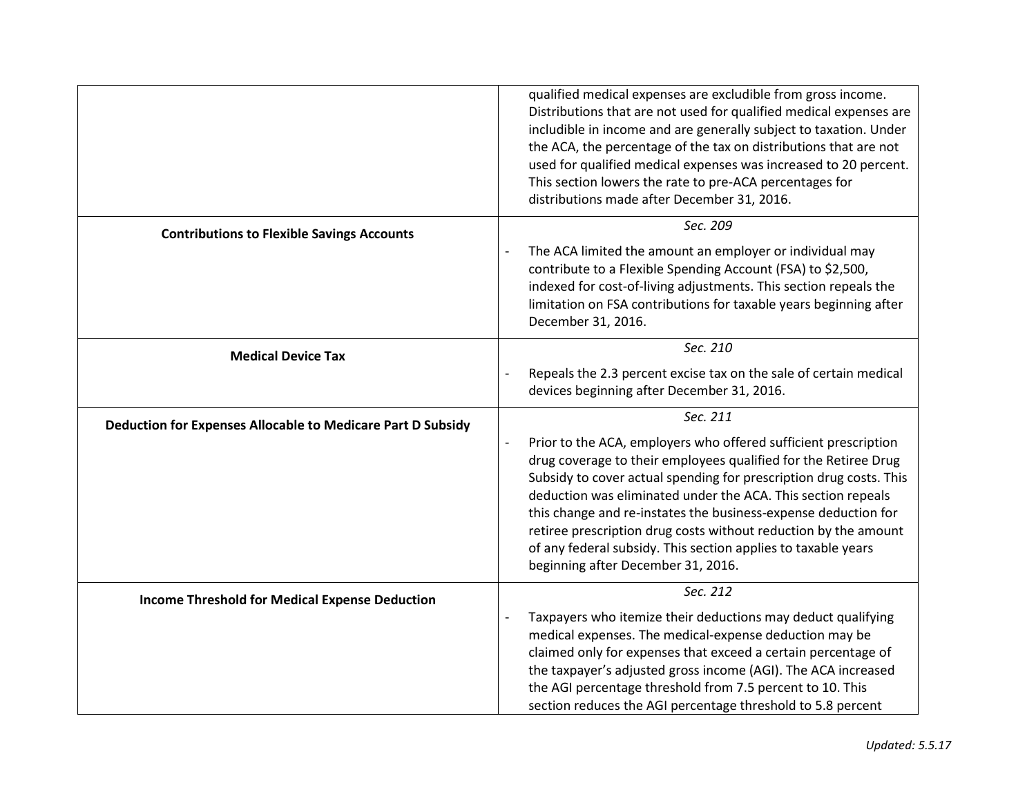| | |
|---|---|
| | qualified medical expenses are excludible from gross income. Distributions that are not used for qualified medical expenses are includible in income and are generally subject to taxation. Under the ACA, the percentage of the tax on distributions that are not used for qualified medical expenses was increased to 20 percent. This section lowers the rate to pre-ACA percentages for distributions made after December 31, 2016. |
| **Contributions to Flexible Savings Accounts** | *Sec. 209*<br>- The ACA limited the amount an employer or individual may contribute to a Flexible Spending Account (FSA) to $2,500, indexed for cost-of-living adjustments. This section repeals the limitation on FSA contributions for taxable years beginning after December 31, 2016. |
| **Medical Device Tax** | *Sec. 210*<br>- Repeals the 2.3 percent excise tax on the sale of certain medical devices beginning after December 31, 2016. |
| **Deduction for Expenses Allocable to Medicare Part D Subsidy** | *Sec. 211*<br>- Prior to the ACA, employers who offered sufficient prescription drug coverage to their employees qualified for the Retiree Drug Subsidy to cover actual spending for prescription drug costs. This deduction was eliminated under the ACA. This section repeals this change and re-instates the business-expense deduction for retiree prescription drug costs without reduction by the amount of any federal subsidy. This section applies to taxable years beginning after December 31, 2016. |
| **Income Threshold for Medical Expense Deduction** | *Sec. 212*<br>- Taxpayers who itemize their deductions may deduct qualifying medical expenses. The medical-expense deduction may be claimed only for expenses that exceed a certain percentage of the taxpayer's adjusted gross income (AGI). The ACA increased the AGI percentage threshold from 7.5 percent to 10. This section reduces the AGI percentage threshold to 5.8 percent |

*Updated: 5.5.17*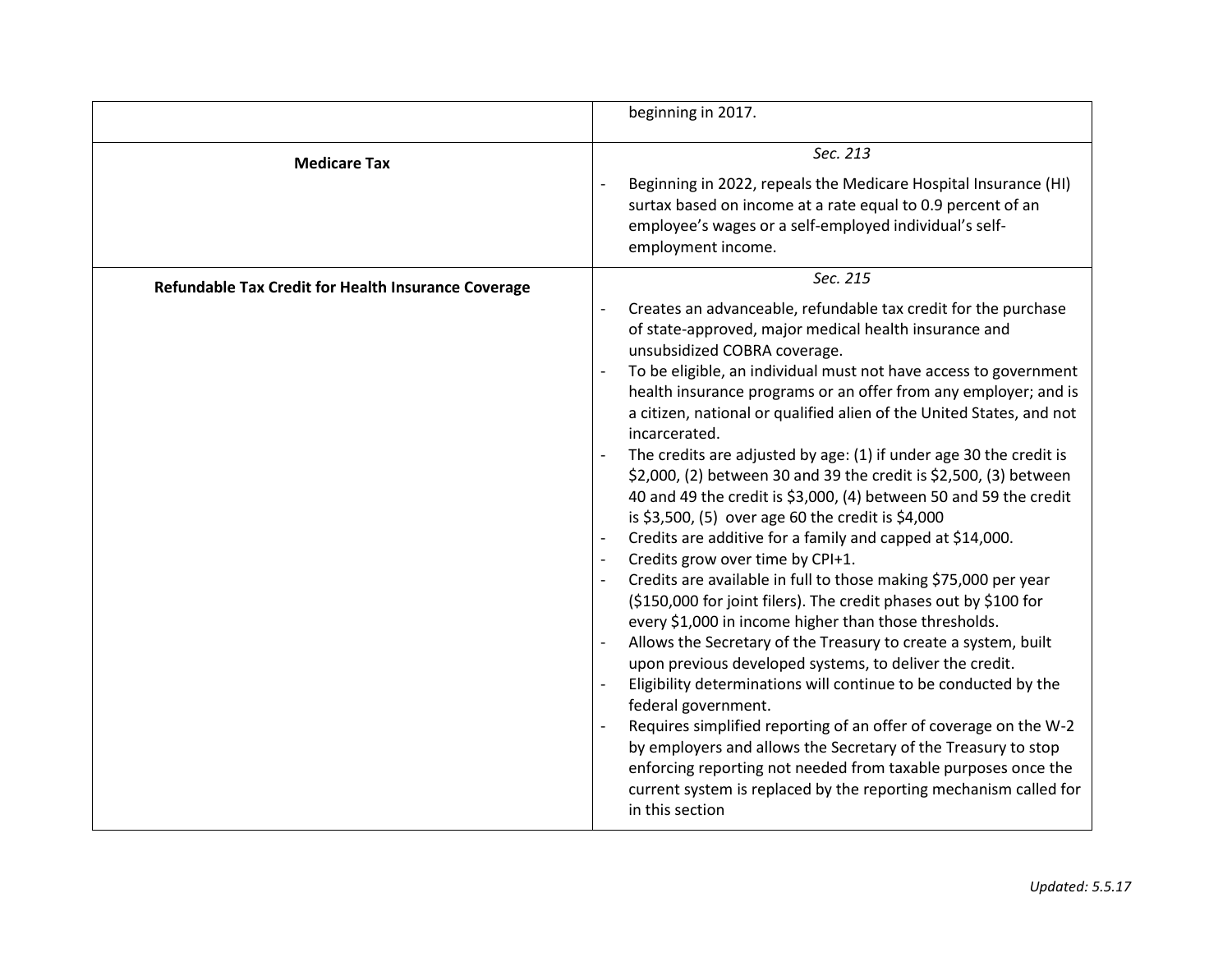| | |
|---|---|
| | beginning in 2017. |
| **Medicare Tax** | *Sec. 213*<br><br>- Beginning in 2022, repeals the Medicare Hospital Insurance (HI) surtax based on income at a rate equal to 0.9 percent of an employee's wages or a self-employed individual's self-employment income. |
| **Refundable Tax Credit for Health Insurance Coverage** | *Sec. 215*<br><br>- Creates an advanceable, refundable tax credit for the purchase of state-approved, major medical health insurance and unsubsidized COBRA coverage.<br>- To be eligible, an individual must not have access to government health insurance programs or an offer from any employer; and is a citizen, national or qualified alien of the United States, and not incarcerated.<br>- The credits are adjusted by age: (1) if under age 30 the credit is \$2,000, (2) between 30 and 39 the credit is \$2,500, (3) between 40 and 49 the credit is \$3,000, (4) between 50 and 59 the credit is \$3,500, (5) over age 60 the credit is \$4,000<br>- Credits are additive for a family and capped at \$14,000.<br>- Credits grow over time by CPI+1.<br>- Credits are available in full to those making \$75,000 per year (\$150,000 for joint filers). The credit phases out by \$100 for every \$1,000 in income higher than those thresholds.<br>- Allows the Secretary of the Treasury to create a system, built upon previous developed systems, to deliver the credit.<br>- Eligibility determinations will continue to be conducted by the federal government.<br>- Requires simplified reporting of an offer of coverage on the W-2 by employers and allows the Secretary of the Treasury to stop enforcing reporting not needed from taxable purposes once the current system is replaced by the reporting mechanism called for in this section |

*Updated: 5.5.17*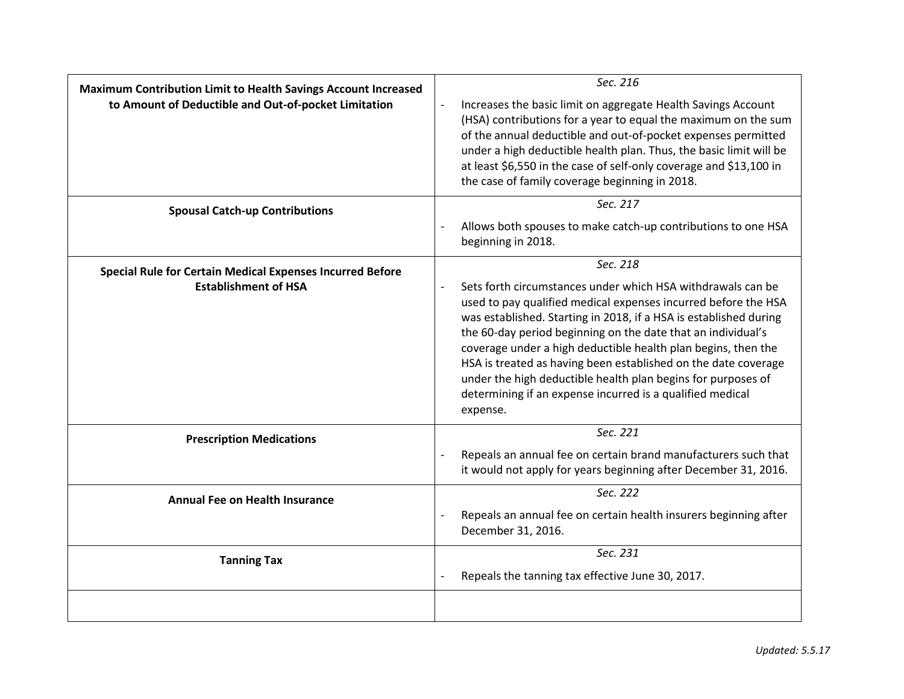| | |
|---|---|
| **Maximum Contribution Limit to Health Savings Account Increased to Amount of Deductible and Out-of-pocket Limitation** | *Sec. 216*<br>- Increases the basic limit on aggregate Health Savings Account (HSA) contributions for a year to equal the maximum on the sum of the annual deductible and out-of-pocket expenses permitted under a high deductible health plan. Thus, the basic limit will be at least $6,550 in the case of self-only coverage and $13,100 in the case of family coverage beginning in 2018. |
| **Spousal Catch-up Contributions** | *Sec. 217*<br>- Allows both spouses to make catch-up contributions to one HSA beginning in 2018. |
| **Special Rule for Certain Medical Expenses Incurred Before Establishment of HSA** | *Sec. 218*<br>- Sets forth circumstances under which HSA withdrawals can be used to pay qualified medical expenses incurred before the HSA was established. Starting in 2018, if a HSA is established during the 60-day period beginning on the date that an individual's coverage under a high deductible health plan begins, then the HSA is treated as having been established on the date coverage under the high deductible health plan begins for purposes of determining if an expense incurred is a qualified medical expense. |
| **Prescription Medications** | *Sec. 221*<br>- Repeals an annual fee on certain brand manufacturers such that it would not apply for years beginning after December 31, 2016. |
| **Annual Fee on Health Insurance** | *Sec. 222*<br>- Repeals an annual fee on certain health insurers beginning after December 31, 2016. |
| **Tanning Tax** | *Sec. 231*<br>- Repeals the tanning tax effective June 30, 2017. |
| | |

*Updated: 5.5.17*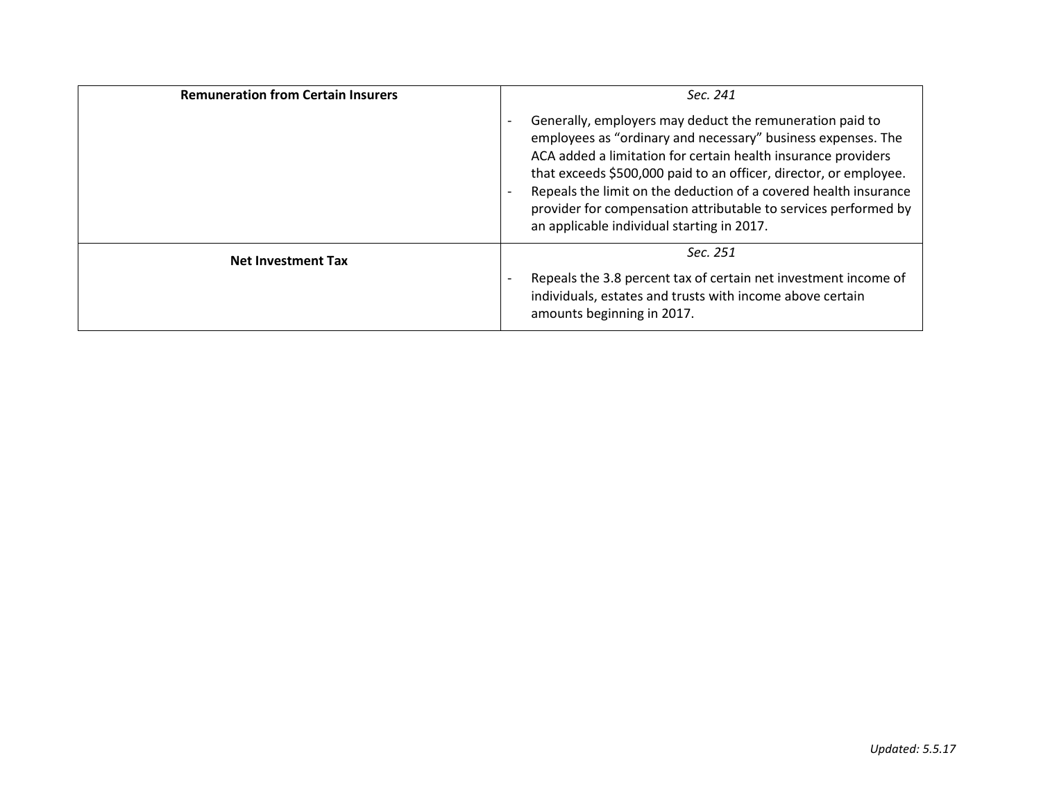| | |
|---|---|
| **Remuneration from Certain Insurers** | *Sec. 241*<br>- Generally, employers may deduct the remuneration paid to employees as "ordinary and necessary" business expenses. The ACA added a limitation for certain health insurance providers that exceeds $500,000 paid to an officer, director, or employee.<br>- Repeals the limit on the deduction of a covered health insurance provider for compensation attributable to services performed by an applicable individual starting in 2017. |
| **Net Investment Tax** | *Sec. 251*<br>- Repeals the 3.8 percent tax of certain net investment income of individuals, estates and trusts with income above certain amounts beginning in 2017. |

*Updated: 5.5.17*